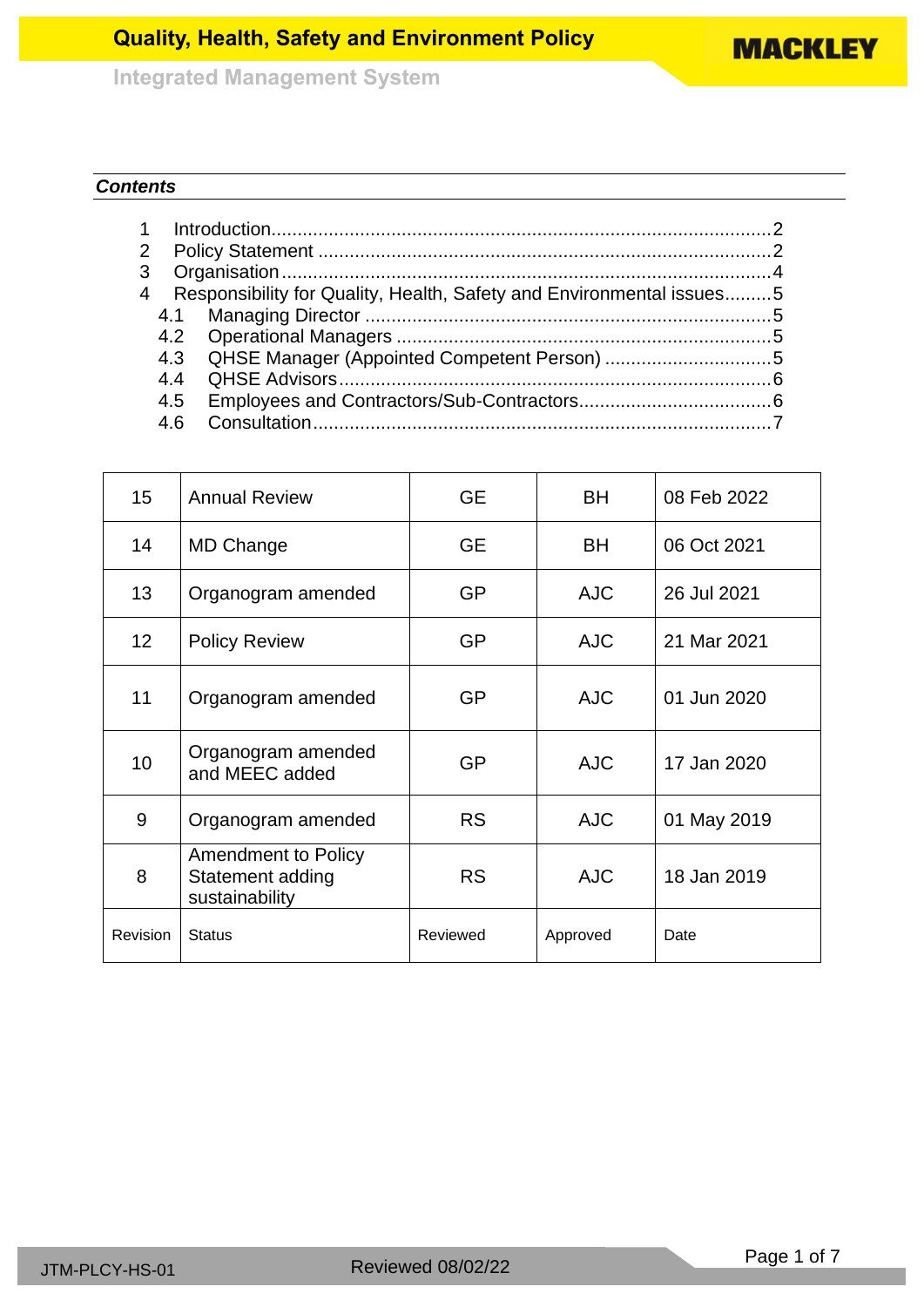# Quality, Health, Safety and Environment Policy

Integrated Management System

***Contents***

1 Introduction ........ 2
2 Policy Statement ........ 2
3 Organisation ........ 4
4 Responsibility for Quality, Health, Safety and Environmental issues ........ 5
  4.1 Managing Director ........ 5
  4.2 Operational Managers ........ 5
  4.3 QHSE Manager (Appointed Competent Person) ........ 5
  4.4 QHSE Advisors ........ 6
  4.5 Employees and Contractors/Sub-Contractors ........ 6
  4.6 Consultation ........ 7

| Revision | Status | Reviewed | Approved | Date |
|---|---|---|---|---|
| 15 | Annual Review | GE | BH | 08 Feb 2022 |
| 14 | MD Change | GE | BH | 06 Oct 2021 |
| 13 | Organogram amended | GP | AJC | 26 Jul 2021 |
| 12 | Policy Review | GP | AJC | 21 Mar 2021 |
| 11 | Organogram amended | GP | AJC | 01 Jun 2020 |
| 10 | Organogram amended and MEEC added | GP | AJC | 17 Jan 2020 |
| 9 | Organogram amended | RS | AJC | 01 May 2019 |
| 8 | Amendment to Policy Statement adding sustainability | RS | AJC | 18 Jan 2019 |

JTM-PLCY-HS-01 Reviewed 08/02/22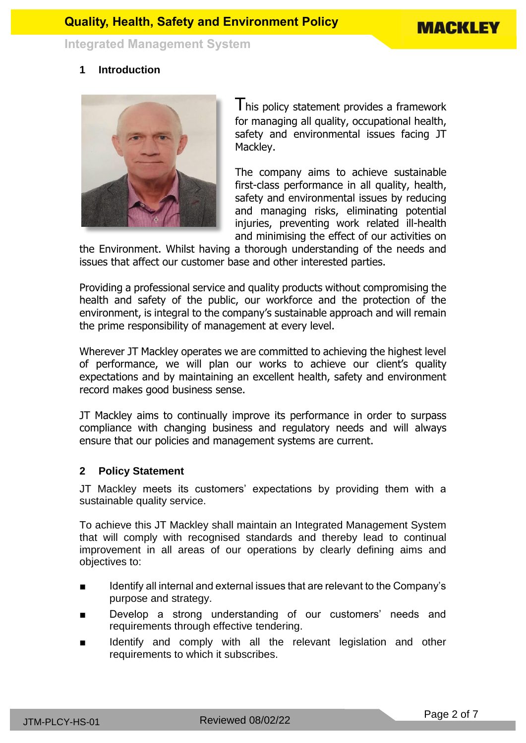## 1 Introduction

This policy statement provides a framework for managing all quality, occupational health, safety and environmental issues facing JT Mackley.

The company aims to achieve sustainable first-class performance in all quality, health, safety and environmental issues by reducing and managing risks, eliminating potential injuries, preventing work related ill-health and minimising the effect of our activities on the Environment. Whilst having a thorough understanding of the needs and issues that affect our customer base and other interested parties.

Providing a professional service and quality products without compromising the health and safety of the public, our workforce and the protection of the environment, is integral to the company's sustainable approach and will remain the prime responsibility of management at every level.

Wherever JT Mackley operates we are committed to achieving the highest level of performance, we will plan our works to achieve our client's quality expectations and by maintaining an excellent health, safety and environment record makes good business sense.

JT Mackley aims to continually improve its performance in order to surpass compliance with changing business and regulatory needs and will always ensure that our policies and management systems are current.

## 2 Policy Statement

JT Mackley meets its customers' expectations by providing them with a sustainable quality service.

To achieve this JT Mackley shall maintain an Integrated Management System that will comply with recognised standards and thereby lead to continual improvement in all areas of our operations by clearly defining aims and objectives to:

- Identify all internal and external issues that are relevant to the Company's purpose and strategy.
- Develop a strong understanding of our customers' needs and requirements through effective tendering.
- Identify and comply with all the relevant legislation and other requirements to which it subscribes.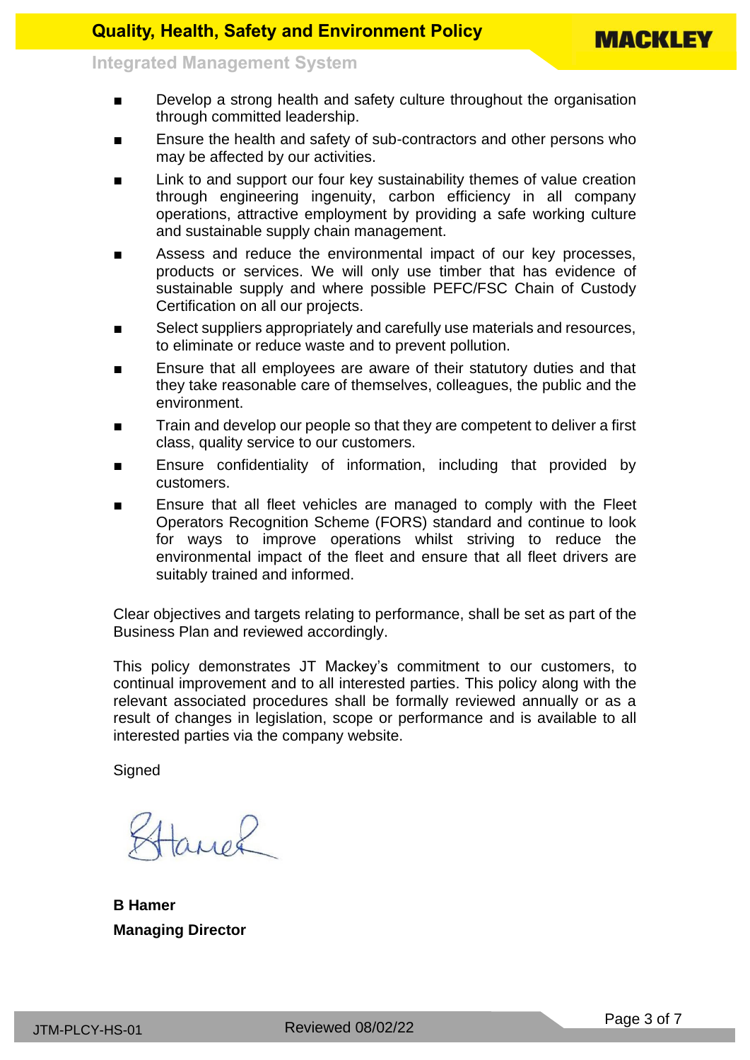- Develop a strong health and safety culture throughout the organisation through committed leadership.
- Ensure the health and safety of sub-contractors and other persons who may be affected by our activities.
- Link to and support our four key sustainability themes of value creation through engineering ingenuity, carbon efficiency in all company operations, attractive employment by providing a safe working culture and sustainable supply chain management.
- Assess and reduce the environmental impact of our key processes, products or services. We will only use timber that has evidence of sustainable supply and where possible PEFC/FSC Chain of Custody Certification on all our projects.
- Select suppliers appropriately and carefully use materials and resources, to eliminate or reduce waste and to prevent pollution.
- Ensure that all employees are aware of their statutory duties and that they take reasonable care of themselves, colleagues, the public and the environment.
- Train and develop our people so that they are competent to deliver a first class, quality service to our customers.
- Ensure confidentiality of information, including that provided by customers.
- Ensure that all fleet vehicles are managed to comply with the Fleet Operators Recognition Scheme (FORS) standard and continue to look for ways to improve operations whilst striving to reduce the environmental impact of the fleet and ensure that all fleet drivers are suitably trained and informed.

Clear objectives and targets relating to performance, shall be set as part of the Business Plan and reviewed accordingly.

This policy demonstrates JT Mackey's commitment to our customers, to continual improvement and to all interested parties. This policy along with the relevant associated procedures shall be formally reviewed annually or as a result of changes in legislation, scope or performance and is available to all interested parties via the company website.

Signed

B Hamer

**B Hamer**

**Managing Director**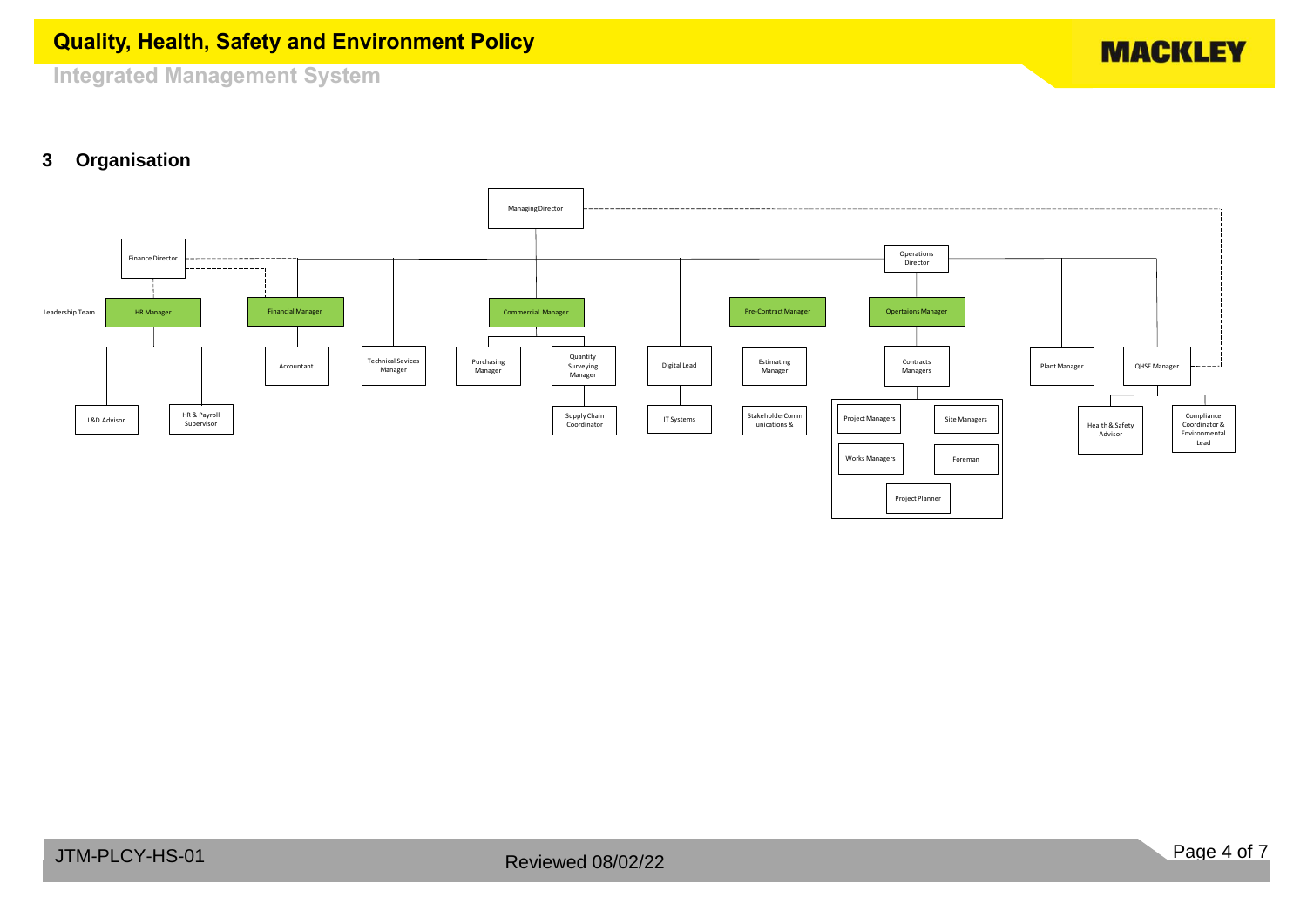## 3 Organisation

- Managing Director
  - Finance Director
  - Operations Director

Leadership Team:

- HR Manager
  - L&D Advisor
  - HR & Payroll Supervisor
- Financial Manager
  - Accountant
- Technical Sevices Manager
- Commercial Manager
  - Purchasing Manager
  - Quantity Surveying Manager
    - Supply Chain Coordinator
- Digital Lead
  - IT Systems
- Pre-Contract Manager
  - Estimating Manager
    - StakeholderComm unications &
- Opertaions Manager
  - Contracts Managers
    - Project Managers
    - Site Managers
    - Works Managers
    - Foreman
    - Project Planner
- Plant Manager
- QHSE Manager
  - Health & Safety Advisor
  - Compliance Coordinator & Environmental Lead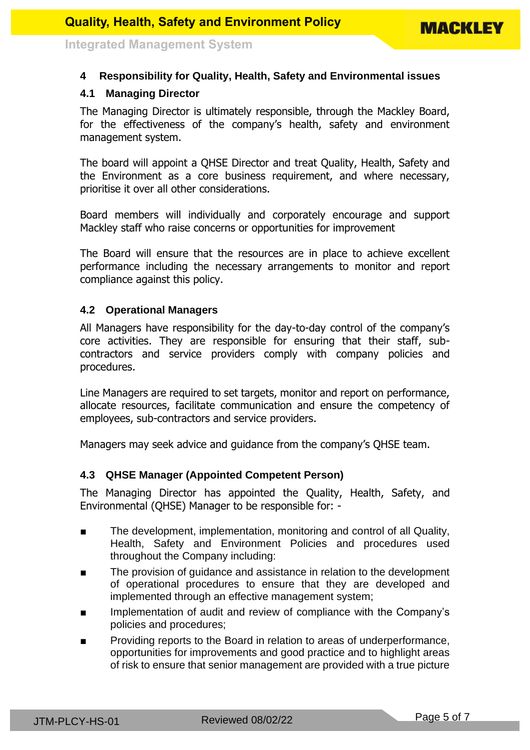## 4 Responsibility for Quality, Health, Safety and Environmental issues

### 4.1 Managing Director

The Managing Director is ultimately responsible, through the Mackley Board, for the effectiveness of the company's health, safety and environment management system.

The board will appoint a QHSE Director and treat Quality, Health, Safety and the Environment as a core business requirement, and where necessary, prioritise it over all other considerations.

Board members will individually and corporately encourage and support Mackley staff who raise concerns or opportunities for improvement

The Board will ensure that the resources are in place to achieve excellent performance including the necessary arrangements to monitor and report compliance against this policy.

### 4.2 Operational Managers

All Managers have responsibility for the day-to-day control of the company's core activities. They are responsible for ensuring that their staff, sub-contractors and service providers comply with company policies and procedures.

Line Managers are required to set targets, monitor and report on performance, allocate resources, facilitate communication and ensure the competency of employees, sub-contractors and service providers.

Managers may seek advice and guidance from the company's QHSE team.

### 4.3 QHSE Manager (Appointed Competent Person)

The Managing Director has appointed the Quality, Health, Safety, and Environmental (QHSE) Manager to be responsible for: -

- The development, implementation, monitoring and control of all Quality, Health, Safety and Environment Policies and procedures used throughout the Company including:
- The provision of guidance and assistance in relation to the development of operational procedures to ensure that they are developed and implemented through an effective management system;
- Implementation of audit and review of compliance with the Company's policies and procedures;
- Providing reports to the Board in relation to areas of underperformance, opportunities for improvements and good practice and to highlight areas of risk to ensure that senior management are provided with a true picture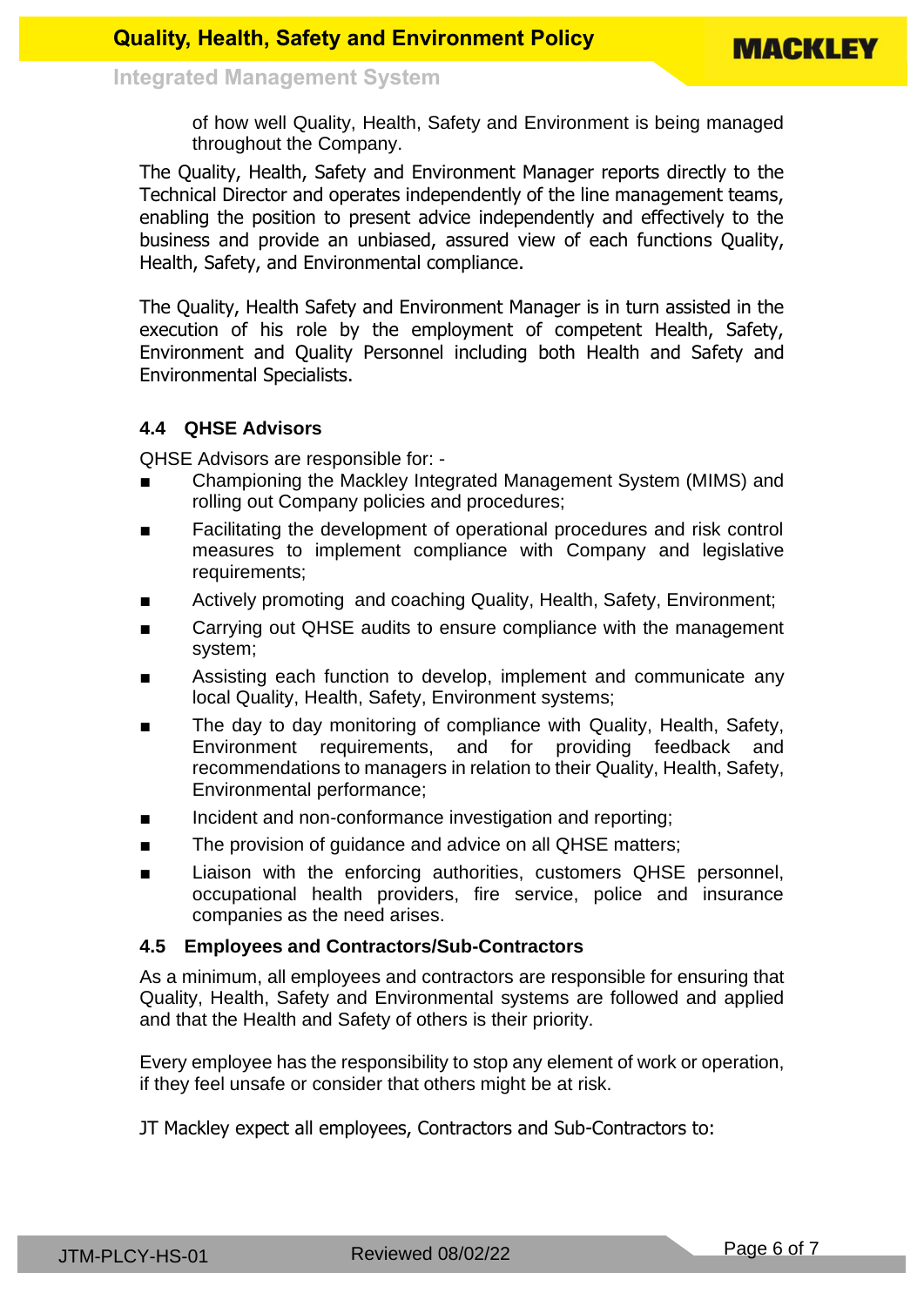of how well Quality, Health, Safety and Environment is being managed throughout the Company.

The Quality, Health, Safety and Environment Manager reports directly to the Technical Director and operates independently of the line management teams, enabling the position to present advice independently and effectively to the business and provide an unbiased, assured view of each functions Quality, Health, Safety, and Environmental compliance.

The Quality, Health Safety and Environment Manager is in turn assisted in the execution of his role by the employment of competent Health, Safety, Environment and Quality Personnel including both Health and Safety and Environmental Specialists.

### 4.4 QHSE Advisors

QHSE Advisors are responsible for: -

- Championing the Mackley Integrated Management System (MIMS) and rolling out Company policies and procedures;
- Facilitating the development of operational procedures and risk control measures to implement compliance with Company and legislative requirements;
- Actively promoting and coaching Quality, Health, Safety, Environment;
- Carrying out QHSE audits to ensure compliance with the management system;
- Assisting each function to develop, implement and communicate any local Quality, Health, Safety, Environment systems;
- The day to day monitoring of compliance with Quality, Health, Safety, Environment requirements, and for providing feedback and recommendations to managers in relation to their Quality, Health, Safety, Environmental performance;
- Incident and non-conformance investigation and reporting;
- The provision of guidance and advice on all QHSE matters;
- Liaison with the enforcing authorities, customers QHSE personnel, occupational health providers, fire service, police and insurance companies as the need arises.

### 4.5 Employees and Contractors/Sub-Contractors

As a minimum, all employees and contractors are responsible for ensuring that Quality, Health, Safety and Environmental systems are followed and applied and that the Health and Safety of others is their priority.

Every employee has the responsibility to stop any element of work or operation, if they feel unsafe or consider that others might be at risk.

JT Mackley expect all employees, Contractors and Sub-Contractors to: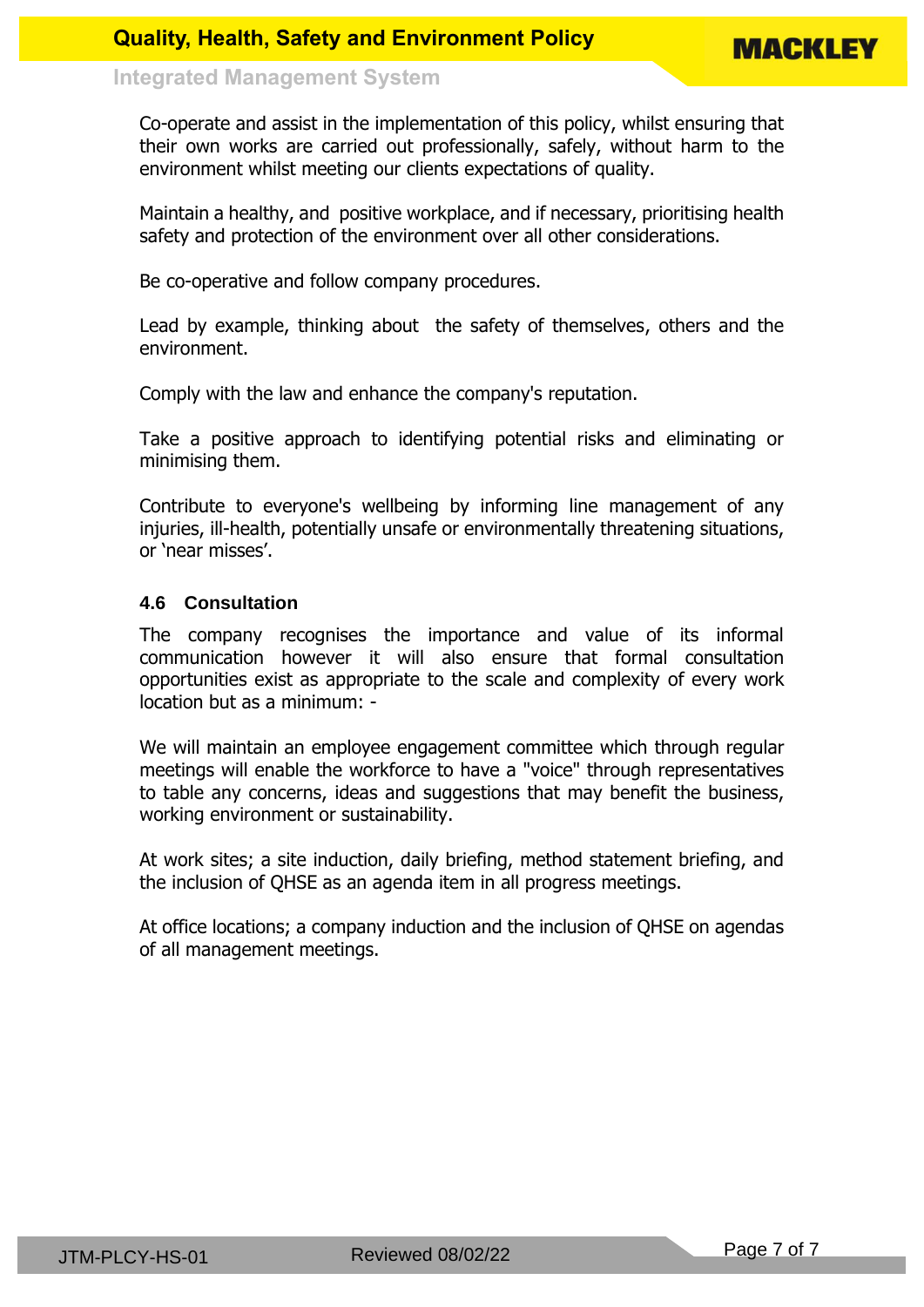Co-operate and assist in the implementation of this policy, whilst ensuring that their own works are carried out professionally, safely, without harm to the environment whilst meeting our clients expectations of quality.

Maintain a healthy, and positive workplace, and if necessary, prioritising health safety and protection of the environment over all other considerations.

Be co-operative and follow company procedures.

Lead by example, thinking about the safety of themselves, others and the environment.

Comply with the law and enhance the company's reputation.

Take a positive approach to identifying potential risks and eliminating or minimising them.

Contribute to everyone's wellbeing by informing line management of any injuries, ill-health, potentially unsafe or environmentally threatening situations, or 'near misses'.

### 4.6 Consultation

The company recognises the importance and value of its informal communication however it will also ensure that formal consultation opportunities exist as appropriate to the scale and complexity of every work location but as a minimum: -

We will maintain an employee engagement committee which through regular meetings will enable the workforce to have a "voice" through representatives to table any concerns, ideas and suggestions that may benefit the business, working environment or sustainability.

At work sites; a site induction, daily briefing, method statement briefing, and the inclusion of QHSE as an agenda item in all progress meetings.

At office locations; a company induction and the inclusion of QHSE on agendas of all management meetings.